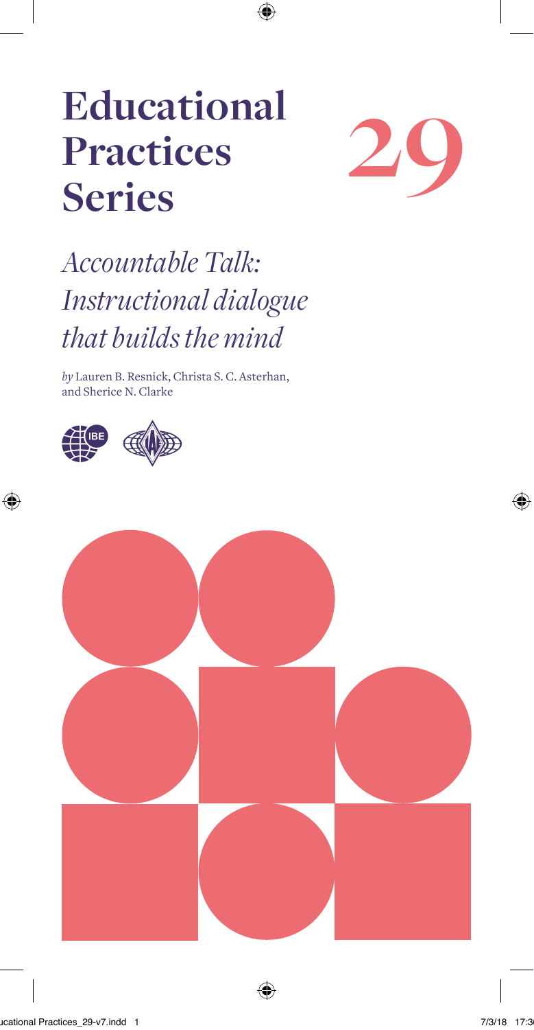# Educational Practices Series

# 29

## *Accountable Talk: Instructional dialogue that builds the mind*

*by* Lauren B. Resnick, Christa S. C. Asterhan, and Sherice N. Clarke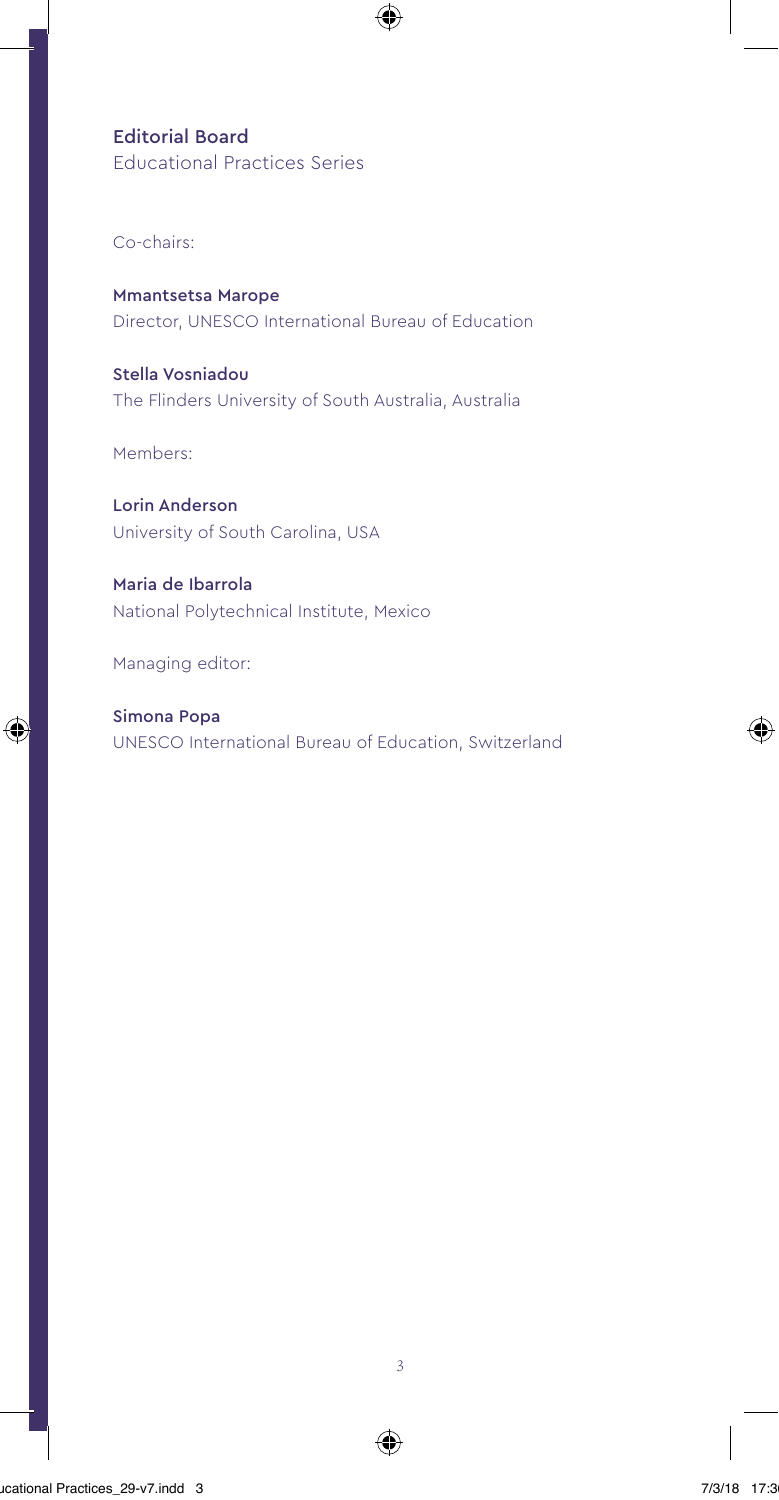## Editorial Board

Educational Practices Series

Co-chairs:

**Mmantsetsa Marope**
Director, UNESCO International Bureau of Education

**Stella Vosniadou**
The Flinders University of South Australia, Australia

Members:

**Lorin Anderson**
University of South Carolina, USA

**Maria de Ibarrola**
National Polytechnical Institute, Mexico

Managing editor:

**Simona Popa**
UNESCO International Bureau of Education, Switzerland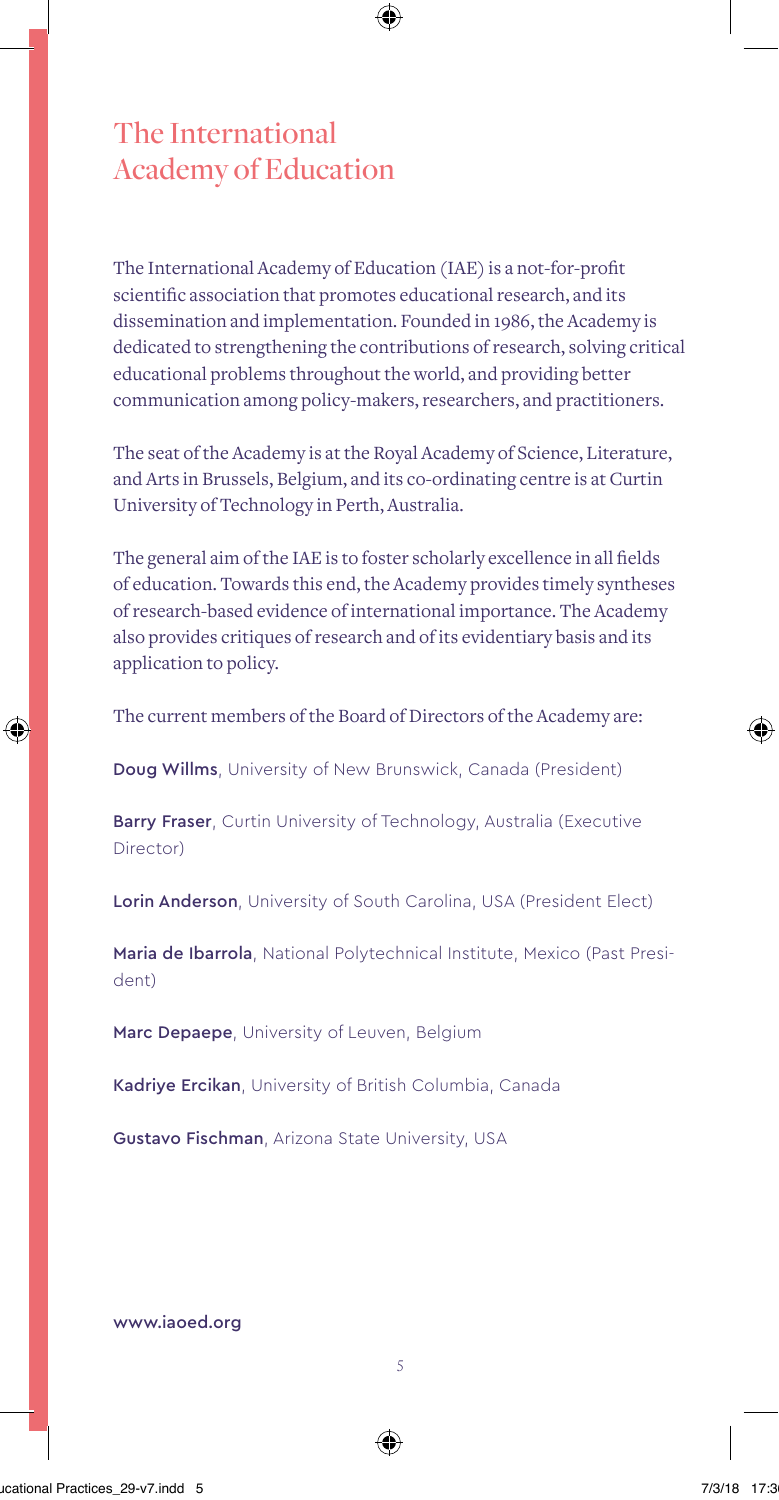# The International Academy of Education

The International Academy of Education (IAE) is a not-for-profit scientific association that promotes educational research, and its dissemination and implementation. Founded in 1986, the Academy is dedicated to strengthening the contributions of research, solving critical educational problems throughout the world, and providing better communication among policy-makers, researchers, and practitioners.

The seat of the Academy is at the Royal Academy of Science, Literature, and Arts in Brussels, Belgium, and its co-ordinating centre is at Curtin University of Technology in Perth, Australia.

The general aim of the IAE is to foster scholarly excellence in all fields of education. Towards this end, the Academy provides timely syntheses of research-based evidence of international importance. The Academy also provides critiques of research and of its evidentiary basis and its application to policy.

The current members of the Board of Directors of the Academy are:

**Doug Willms**, University of New Brunswick, Canada (President)

**Barry Fraser**, Curtin University of Technology, Australia (Executive Director)

**Lorin Anderson**, University of South Carolina, USA (President Elect)

**Maria de Ibarrola**, National Polytechnical Institute, Mexico (Past President)

**Marc Depaepe**, University of Leuven, Belgium

**Kadriye Ercikan**, University of British Columbia, Canada

**Gustavo Fischman**, Arizona State University, USA

www.iaoed.org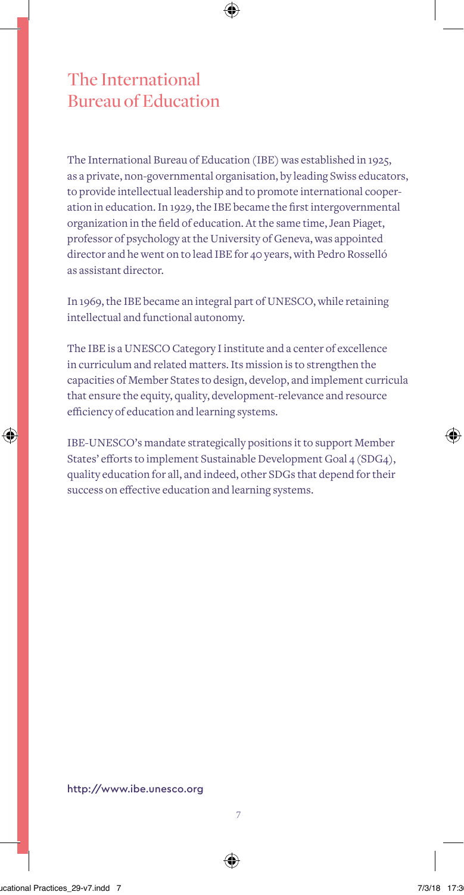# The International Bureau of Education

The International Bureau of Education (IBE) was established in 1925, as a private, non-governmental organisation, by leading Swiss educators, to provide intellectual leadership and to promote international cooperation in education. In 1929, the IBE became the first intergovernmental organization in the field of education. At the same time, Jean Piaget, professor of psychology at the University of Geneva, was appointed director and he went on to lead IBE for 40 years, with Pedro Rosselló as assistant director.

In 1969, the IBE became an integral part of UNESCO, while retaining intellectual and functional autonomy.

The IBE is a UNESCO Category I institute and a center of excellence in curriculum and related matters. Its mission is to strengthen the capacities of Member States to design, develop, and implement curricula that ensure the equity, quality, development-relevance and resource efficiency of education and learning systems.

IBE-UNESCO's mandate strategically positions it to support Member States' efforts to implement Sustainable Development Goal 4 (SDG4), quality education for all, and indeed, other SDGs that depend for their success on effective education and learning systems.

http://www.ibe.unesco.org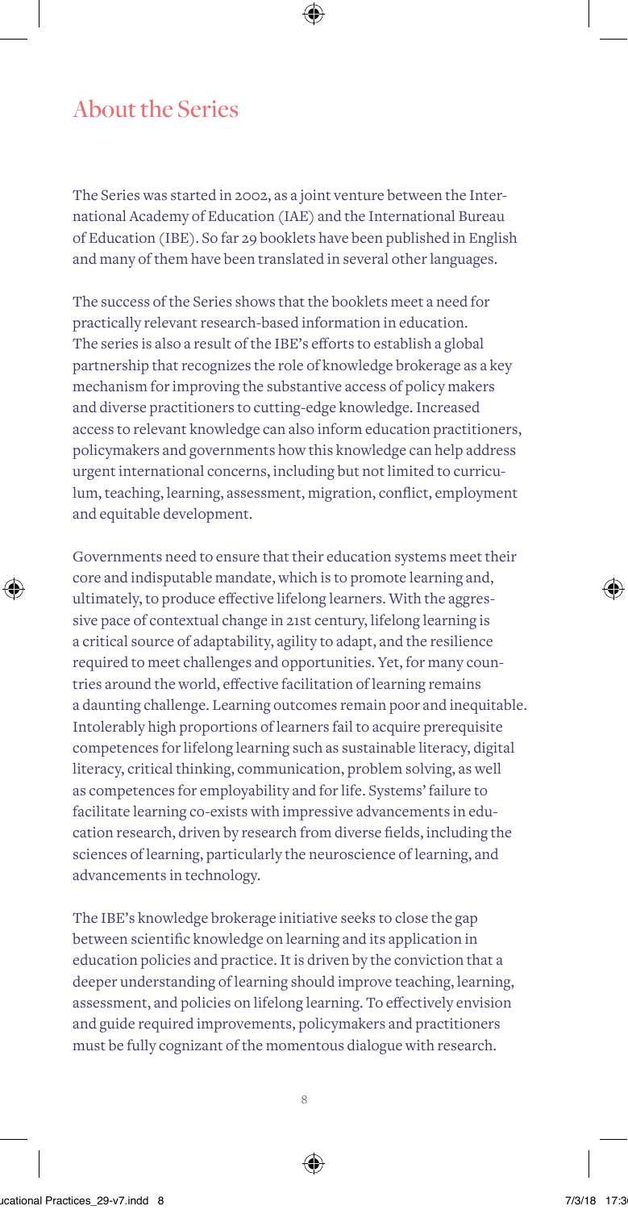## About the Series

The Series was started in 2002, as a joint venture between the International Academy of Education (IAE) and the International Bureau of Education (IBE). So far 29 booklets have been published in English and many of them have been translated in several other languages.

The success of the Series shows that the booklets meet a need for practically relevant research-based information in education. The series is also a result of the IBE's efforts to establish a global partnership that recognizes the role of knowledge brokerage as a key mechanism for improving the substantive access of policy makers and diverse practitioners to cutting-edge knowledge. Increased access to relevant knowledge can also inform education practitioners, policymakers and governments how this knowledge can help address urgent international concerns, including but not limited to curriculum, teaching, learning, assessment, migration, conflict, employment and equitable development.

Governments need to ensure that their education systems meet their core and indisputable mandate, which is to promote learning and, ultimately, to produce effective lifelong learners. With the aggressive pace of contextual change in 21st century, lifelong learning is a critical source of adaptability, agility to adapt, and the resilience required to meet challenges and opportunities. Yet, for many countries around the world, effective facilitation of learning remains a daunting challenge. Learning outcomes remain poor and inequitable. Intolerably high proportions of learners fail to acquire prerequisite competences for lifelong learning such as sustainable literacy, digital literacy, critical thinking, communication, problem solving, as well as competences for employability and for life. Systems' failure to facilitate learning co-exists with impressive advancements in education research, driven by research from diverse fields, including the sciences of learning, particularly the neuroscience of learning, and advancements in technology.

The IBE's knowledge brokerage initiative seeks to close the gap between scientific knowledge on learning and its application in education policies and practice. It is driven by the conviction that a deeper understanding of learning should improve teaching, learning, assessment, and policies on lifelong learning. To effectively envision and guide required improvements, policymakers and practitioners must be fully cognizant of the momentous dialogue with research.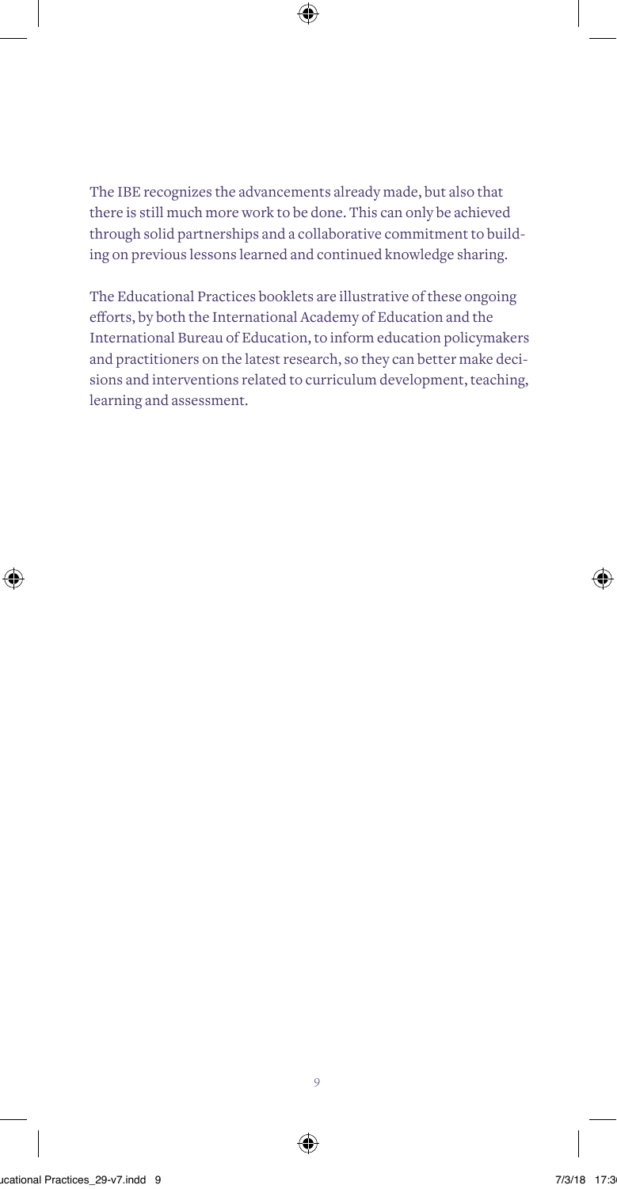The IBE recognizes the advancements already made, but also that there is still much more work to be done. This can only be achieved through solid partnerships and a collaborative commitment to building on previous lessons learned and continued knowledge sharing.

The Educational Practices booklets are illustrative of these ongoing efforts, by both the International Academy of Education and the International Bureau of Education, to inform education policymakers and practitioners on the latest research, so they can better make decisions and interventions related to curriculum development, teaching, learning and assessment.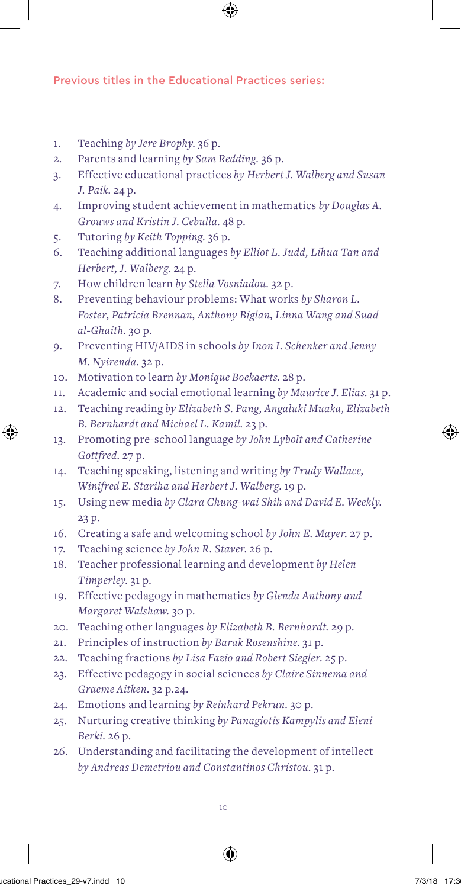## Previous titles in the Educational Practices series:

1. Teaching *by Jere Brophy*. 36 p.
2. Parents and learning *by Sam Redding*. 36 p.
3. Effective educational practices *by Herbert J. Walberg and Susan J. Paik*. 24 p.
4. Improving student achievement in mathematics *by Douglas A. Grouws and Kristin J. Cebulla*. 48 p.
5. Tutoring *by Keith Topping*. 36 p.
6. Teaching additional languages *by Elliot L. Judd, Lihua Tan and Herbert, J. Walberg*. 24 p.
7. How children learn *by Stella Vosniadou*. 32 p.
8. Preventing behaviour problems: What works *by Sharon L. Foster, Patricia Brennan, Anthony Biglan, Linna Wang and Suad al-Ghaith*. 30 p.
9. Preventing HIV/AIDS in schools *by Inon I. Schenker and Jenny M. Nyirenda*. 32 p.
10. Motivation to learn *by Monique Boekaerts*. 28 p.
11. Academic and social emotional learning *by Maurice J. Elias*. 31 p.
12. Teaching reading *by Elizabeth S. Pang, Angaluki Muaka, Elizabeth B. Bernhardt and Michael L. Kamil*. 23 p.
13. Promoting pre-school language *by John Lybolt and Catherine Gottfred*. 27 p.
14. Teaching speaking, listening and writing *by Trudy Wallace, Winifred E. Stariha and Herbert J. Walberg*. 19 p.
15. Using new media *by Clara Chung-wai Shih and David E. Weekly*. 23 p.
16. Creating a safe and welcoming school *by John E. Mayer*. 27 p.
17. Teaching science *by John R. Staver*. 26 p.
18. Teacher professional learning and development *by Helen Timperley*. 31 p.
19. Effective pedagogy in mathematics *by Glenda Anthony and Margaret Walshaw*. 30 p.
20. Teaching other languages *by Elizabeth B. Bernhardt*. 29 p.
21. Principles of instruction *by Barak Rosenshine*. 31 p.
22. Teaching fractions *by Lisa Fazio and Robert Siegler*. 25 p.
23. Effective pedagogy in social sciences *by Claire Sinnema and Graeme Aitken*. 32 p.24.
24. Emotions and learning *by Reinhard Pekrun*. 30 p.
25. Nurturing creative thinking *by Panagiotis Kampylis and Eleni Berki*. 26 p.
26. Understanding and facilitating the development of intellect *by Andreas Demetriou and Constantinos Christou*. 31 p.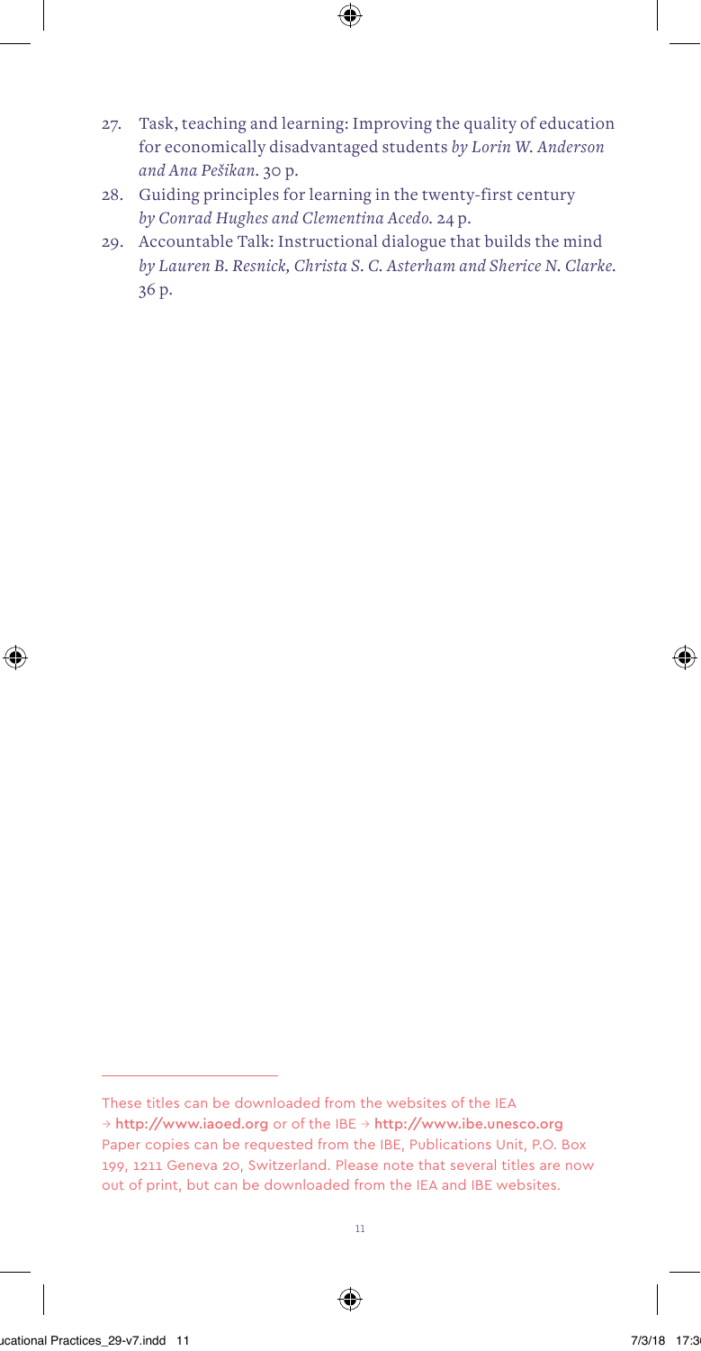27. Task, teaching and learning: Improving the quality of education for economically disadvantaged students *by Lorin W. Anderson and Ana Pešikan*. 30 p.
28. Guiding principles for learning in the twenty-first century *by Conrad Hughes and Clementina Acedo*. 24 p.
29. Accountable Talk: Instructional dialogue that builds the mind *by Lauren B. Resnick, Christa S. C. Asterham and Sherice N. Clarke*. 36 p.

---

These titles can be downloaded from the websites of the IEA → http://www.iaoed.org or of the IBE → http://www.ibe.unesco.org Paper copies can be requested from the IBE, Publications Unit, P.O. Box 199, 1211 Geneva 20, Switzerland. Please note that several titles are now out of print, but can be downloaded from the IEA and IBE websites.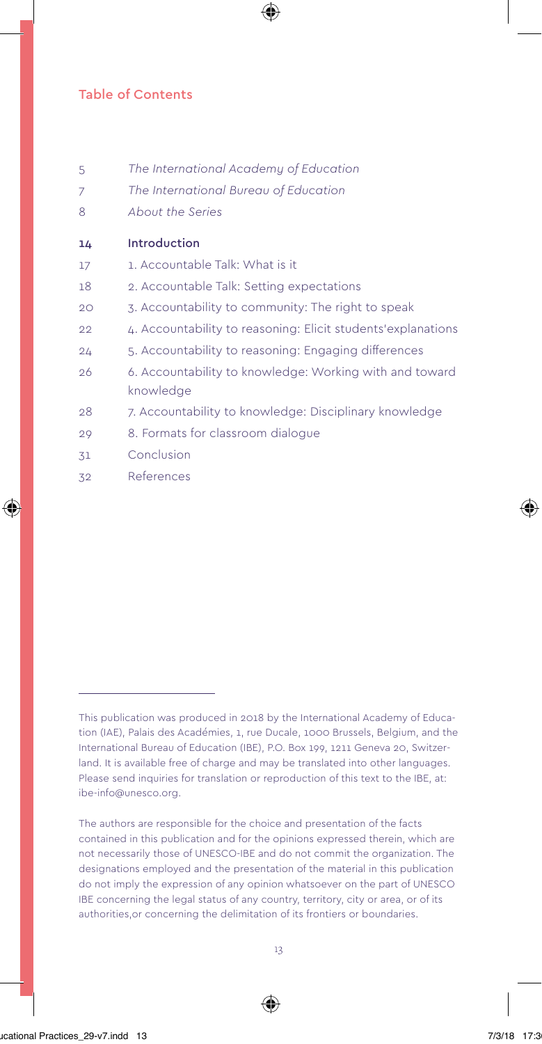## Table of Contents

| | |
|---|---|
| 5 | *The International Academy of Education* |
| 7 | *The International Bureau of Education* |
| 8 | *About the Series* |
| **14** | **Introduction** |
| 17 | 1. Accountable Talk: What is it |
| 18 | 2. Accountable Talk: Setting expectations |
| 20 | 3. Accountability to community: The right to speak |
| 22 | 4. Accountability to reasoning: Elicit students'explanations |
| 24 | 5. Accountability to reasoning: Engaging differences |
| 26 | 6. Accountability to knowledge: Working with and toward knowledge |
| 28 | 7. Accountability to knowledge: Disciplinary knowledge |
| 29 | 8. Formats for classroom dialogue |
| 31 | Conclusion |
| 32 | References |

---

This publication was produced in 2018 by the International Academy of Education (IAE), Palais des Académies, 1, rue Ducale, 1000 Brussels, Belgium, and the International Bureau of Education (IBE), P.O. Box 199, 1211 Geneva 20, Switzerland. It is available free of charge and may be translated into other languages. Please send inquiries for translation or reproduction of this text to the IBE, at: ibe-info@unesco.org.

The authors are responsible for the choice and presentation of the facts contained in this publication and for the opinions expressed therein, which are not necessarily those of UNESCO-IBE and do not commit the organization. The designations employed and the presentation of the material in this publication do not imply the expression of any opinion whatsoever on the part of UNESCO IBE concerning the legal status of any country, territory, city or area, or of its authorities,or concerning the delimitation of its frontiers or boundaries.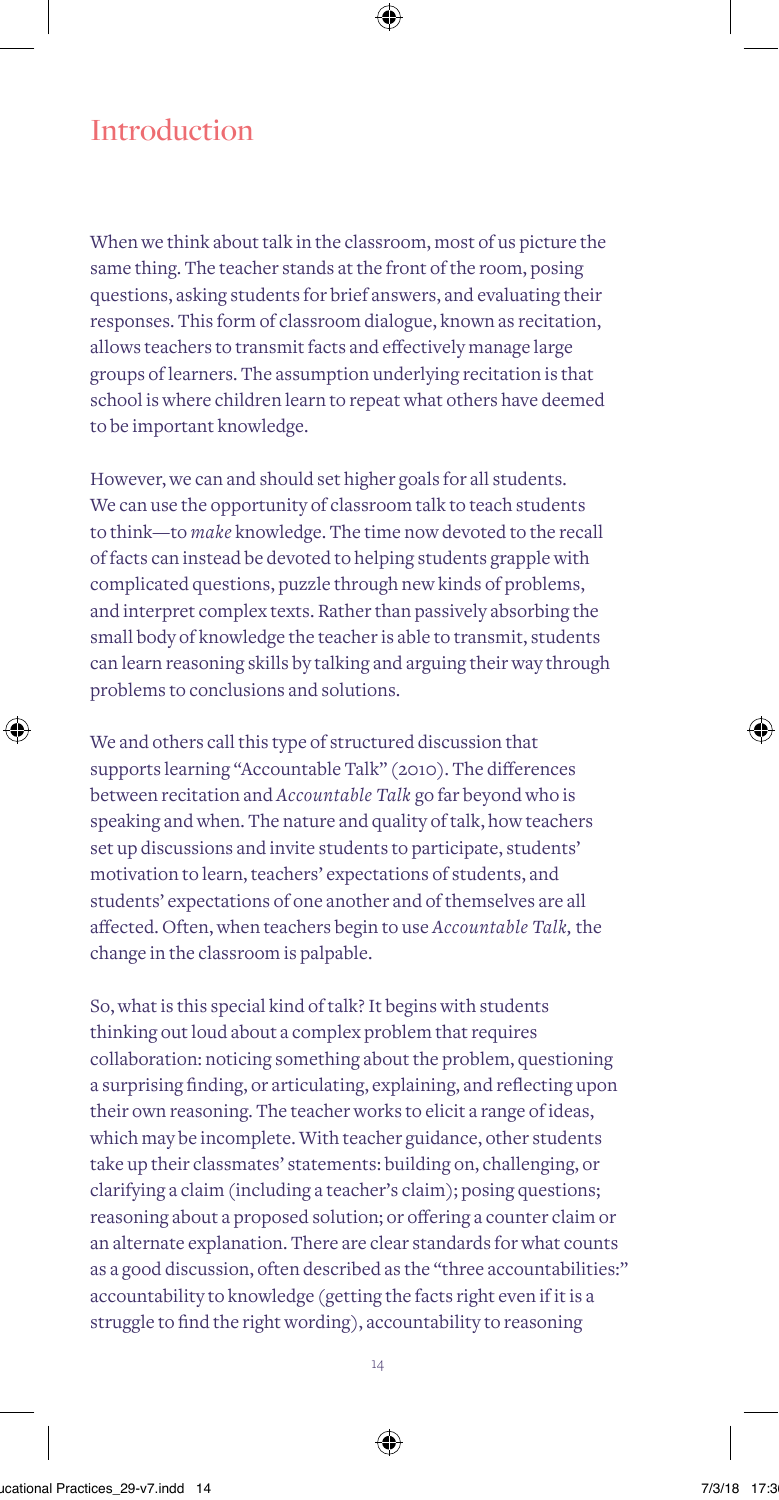# Introduction

When we think about talk in the classroom, most of us picture the same thing. The teacher stands at the front of the room, posing questions, asking students for brief answers, and evaluating their responses. This form of classroom dialogue, known as recitation, allows teachers to transmit facts and effectively manage large groups of learners. The assumption underlying recitation is that school is where children learn to repeat what others have deemed to be important knowledge.

However, we can and should set higher goals for all students. We can use the opportunity of classroom talk to teach students to think—to *make* knowledge. The time now devoted to the recall of facts can instead be devoted to helping students grapple with complicated questions, puzzle through new kinds of problems, and interpret complex texts. Rather than passively absorbing the small body of knowledge the teacher is able to transmit, students can learn reasoning skills by talking and arguing their way through problems to conclusions and solutions.

We and others call this type of structured discussion that supports learning "Accountable Talk" (2010). The differences between recitation and *Accountable Talk* go far beyond who is speaking and when. The nature and quality of talk, how teachers set up discussions and invite students to participate, students' motivation to learn, teachers' expectations of students, and students' expectations of one another and of themselves are all affected. Often, when teachers begin to use *Accountable Talk,* the change in the classroom is palpable.

So, what is this special kind of talk? It begins with students thinking out loud about a complex problem that requires collaboration: noticing something about the problem, questioning a surprising finding, or articulating, explaining, and reflecting upon their own reasoning. The teacher works to elicit a range of ideas, which may be incomplete. With teacher guidance, other students take up their classmates' statements: building on, challenging, or clarifying a claim (including a teacher's claim); posing questions; reasoning about a proposed solution; or offering a counter claim or an alternate explanation. There are clear standards for what counts as a good discussion, often described as the "three accountabilities:" accountability to knowledge (getting the facts right even if it is a struggle to find the right wording), accountability to reasoning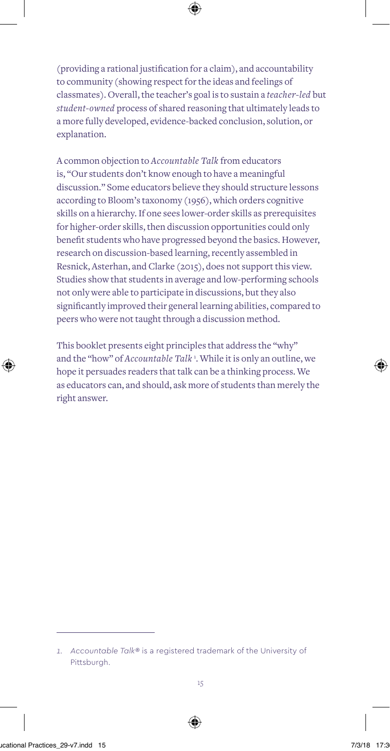(providing a rational justification for a claim), and accountability to community (showing respect for the ideas and feelings of classmates). Overall, the teacher's goal is to sustain a *teacher-led* but *student-owned* process of shared reasoning that ultimately leads to a more fully developed, evidence-backed conclusion, solution, or explanation.

A common objection to *Accountable Talk* from educators is, "Our students don't know enough to have a meaningful discussion." Some educators believe they should structure lessons according to Bloom's taxonomy (1956), which orders cognitive skills on a hierarchy. If one sees lower-order skills as prerequisites for higher-order skills, then discussion opportunities could only benefit students who have progressed beyond the basics. However, research on discussion-based learning, recently assembled in Resnick, Asterhan, and Clarke (2015), does not support this view. Studies show that students in average and low-performing schools not only were able to participate in discussions, but they also significantly improved their general learning abilities, compared to peers who were not taught through a discussion method.

This booklet presents eight principles that address the "why" and the "how" of *Accountable Talk*[1]. While it is only an outline, we hope it persuades readers that talk can be a thinking process. We as educators can, and should, ask more of students than merely the right answer.

---

1. *Accountable Talk®* is a registered trademark of the University of Pittsburgh.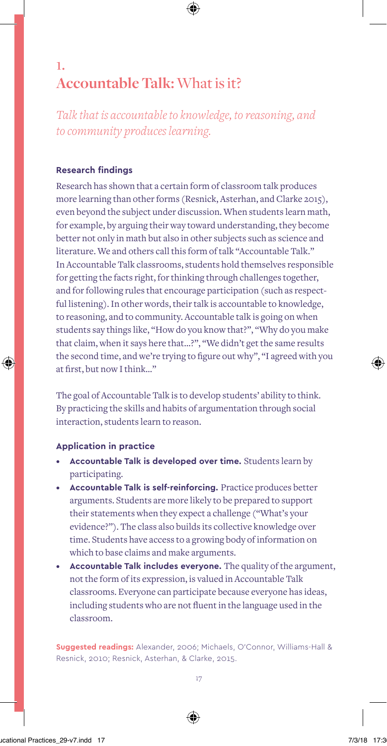# 1. Accountable Talk: What is it?

*Talk that is accountable to knowledge, to reasoning, and to community produces learning.*

### Research findings

Research has shown that a certain form of classroom talk produces more learning than other forms (Resnick, Asterhan, and Clarke 2015), even beyond the subject under discussion. When students learn math, for example, by arguing their way toward understanding, they become better not only in math but also in other subjects such as science and literature. We and others call this form of talk "Accountable Talk." In Accountable Talk classrooms, students hold themselves responsible for getting the facts right, for thinking through challenges together, and for following rules that encourage participation (such as respectful listening). In other words, their talk is accountable to knowledge, to reasoning, and to community. Accountable talk is going on when students say things like, "How do you know that?", "Why do you make that claim, when it says here that...?", "We didn't get the same results the second time, and we're trying to figure out why", "I agreed with you at first, but now I think..."

The goal of Accountable Talk is to develop students' ability to think. By practicing the skills and habits of argumentation through social interaction, students learn to reason.

### Application in practice

- **Accountable Talk is developed over time.** Students learn by participating.
- **Accountable Talk is self-reinforcing.** Practice produces better arguments. Students are more likely to be prepared to support their statements when they expect a challenge ("What's your evidence?"). The class also builds its collective knowledge over time. Students have access to a growing body of information on which to base claims and make arguments.
- **Accountable Talk includes everyone.** The quality of the argument, not the form of its expression, is valued in Accountable Talk classrooms. Everyone can participate because everyone has ideas, including students who are not fluent in the language used in the classroom.

**Suggested readings:** Alexander, 2006; Michaels, O'Connor, Williams-Hall & Resnick, 2010; Resnick, Asterhan, & Clarke, 2015.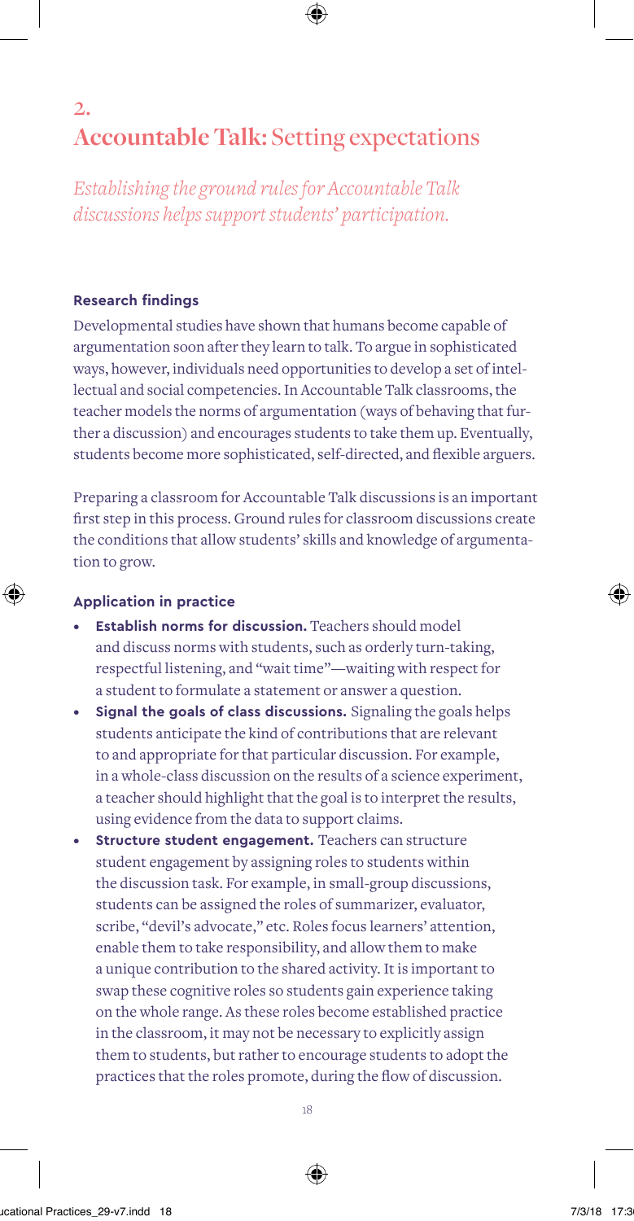## 2. Accountable Talk: Setting expectations

*Establishing the ground rules for Accountable Talk discussions helps support students' participation.*

### Research findings

Developmental studies have shown that humans become capable of argumentation soon after they learn to talk. To argue in sophisticated ways, however, individuals need opportunities to develop a set of intellectual and social competencies. In Accountable Talk classrooms, the teacher models the norms of argumentation (ways of behaving that further a discussion) and encourages students to take them up. Eventually, students become more sophisticated, self-directed, and flexible arguers.

Preparing a classroom for Accountable Talk discussions is an important first step in this process. Ground rules for classroom discussions create the conditions that allow students' skills and knowledge of argumentation to grow.

### Application in practice

- **Establish norms for discussion.** Teachers should model and discuss norms with students, such as orderly turn-taking, respectful listening, and "wait time"—waiting with respect for a student to formulate a statement or answer a question.
- **Signal the goals of class discussions.** Signaling the goals helps students anticipate the kind of contributions that are relevant to and appropriate for that particular discussion. For example, in a whole-class discussion on the results of a science experiment, a teacher should highlight that the goal is to interpret the results, using evidence from the data to support claims.
- **Structure student engagement.** Teachers can structure student engagement by assigning roles to students within the discussion task. For example, in small-group discussions, students can be assigned the roles of summarizer, evaluator, scribe, "devil's advocate," etc. Roles focus learners' attention, enable them to take responsibility, and allow them to make a unique contribution to the shared activity. It is important to swap these cognitive roles so students gain experience taking on the whole range. As these roles become established practice in the classroom, it may not be necessary to explicitly assign them to students, but rather to encourage students to adopt the practices that the roles promote, during the flow of discussion.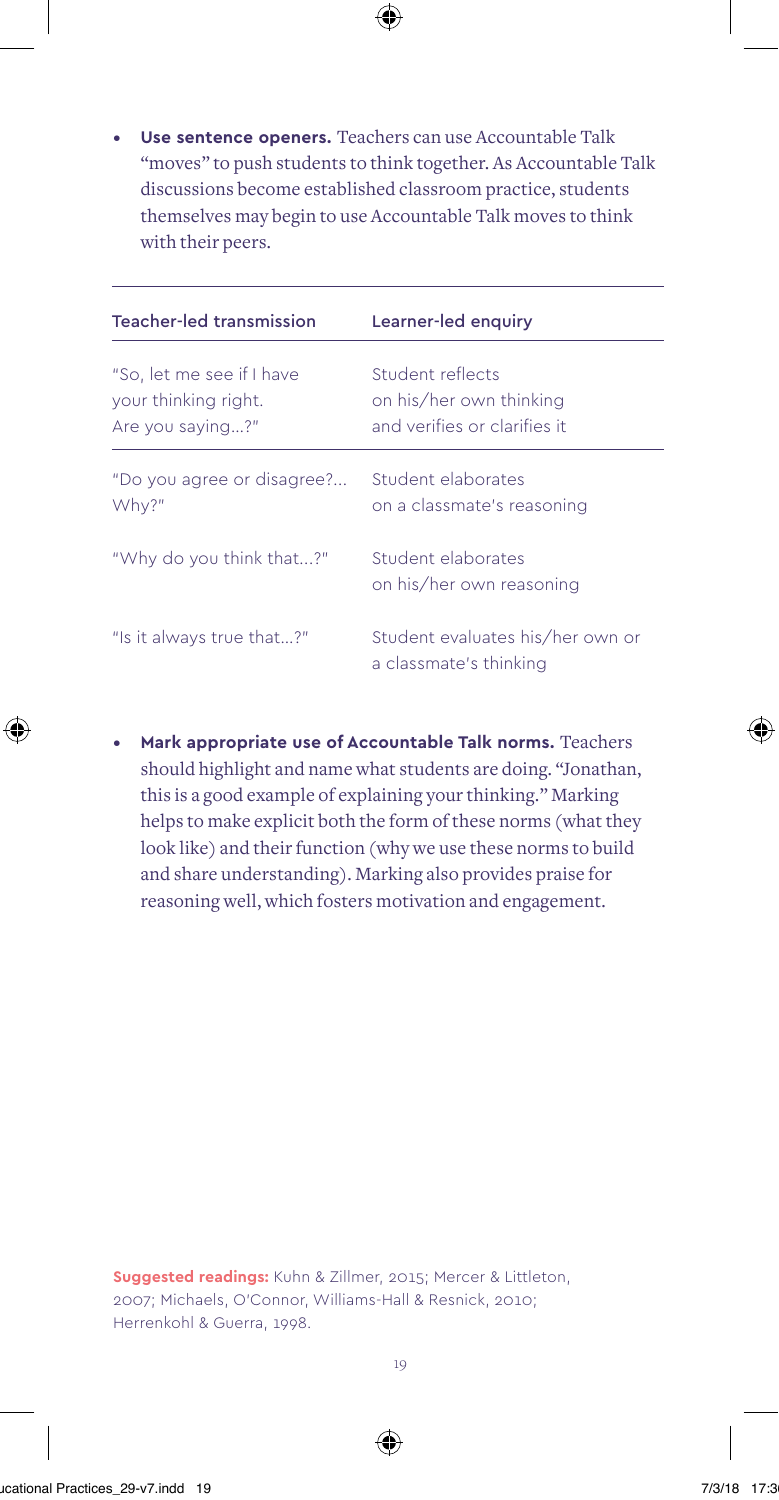- **Use sentence openers.** Teachers can use Accountable Talk "moves" to push students to think together. As Accountable Talk discussions become established classroom practice, students themselves may begin to use Accountable Talk moves to think with their peers.

| Teacher-led transmission | Learner-led enquiry |
|---|---|
| "So, let me see if I have your thinking right. Are you saying...?" | Student reflects on his/her own thinking and verifies or clarifies it |
| "Do you agree or disagree?... Why?" | Student elaborates on a classmate's reasoning |
| "Why do you think that...?" | Student elaborates on his/her own reasoning |
| "Is it always true that...?" | Student evaluates his/her own or a classmate's thinking |

- **Mark appropriate use of Accountable Talk norms.** Teachers should highlight and name what students are doing. "Jonathan, this is a good example of explaining your thinking." Marking helps to make explicit both the form of these norms (what they look like) and their function (why we use these norms to build and share understanding). Marking also provides praise for reasoning well, which fosters motivation and engagement.

**Suggested readings:** Kuhn & Zillmer, 2015; Mercer & Littleton, 2007; Michaels, O'Connor, Williams-Hall & Resnick, 2010; Herrenkohl & Guerra, 1998.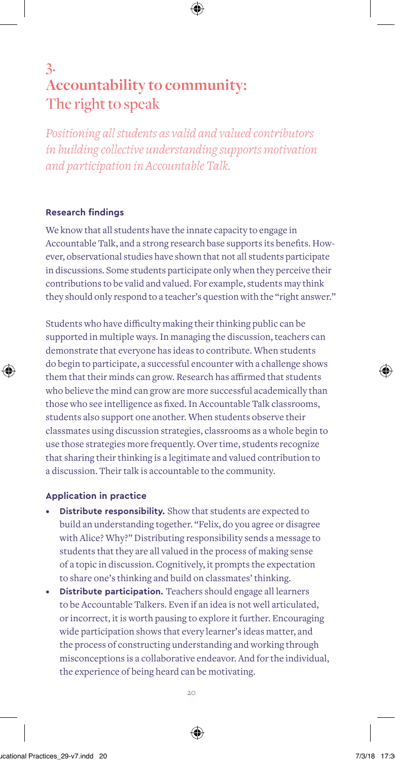# 3. Accountability to community: The right to speak

*Positioning all students as valid and valued contributors in building collective understanding supports motivation and participation in Accountable Talk.*

### Research findings

We know that all students have the innate capacity to engage in Accountable Talk, and a strong research base supports its benefits. However, observational studies have shown that not all students participate in discussions. Some students participate only when they perceive their contributions to be valid and valued. For example, students may think they should only respond to a teacher's question with the "right answer."

Students who have difficulty making their thinking public can be supported in multiple ways. In managing the discussion, teachers can demonstrate that everyone has ideas to contribute. When students do begin to participate, a successful encounter with a challenge shows them that their minds can grow. Research has affirmed that students who believe the mind can grow are more successful academically than those who see intelligence as fixed. In Accountable Talk classrooms, students also support one another. When students observe their classmates using discussion strategies, classrooms as a whole begin to use those strategies more frequently. Over time, students recognize that sharing their thinking is a legitimate and valued contribution to a discussion. Their talk is accountable to the community.

### Application in practice

- **Distribute responsibility.** Show that students are expected to build an understanding together. "Felix, do you agree or disagree with Alice? Why?" Distributing responsibility sends a message to students that they are all valued in the process of making sense of a topic in discussion. Cognitively, it prompts the expectation to share one's thinking and build on classmates' thinking.
- **Distribute participation.** Teachers should engage all learners to be Accountable Talkers. Even if an idea is not well articulated, or incorrect, it is worth pausing to explore it further. Encouraging wide participation shows that every learner's ideas matter, and the process of constructing understanding and working through misconceptions is a collaborative endeavor. And for the individual, the experience of being heard can be motivating.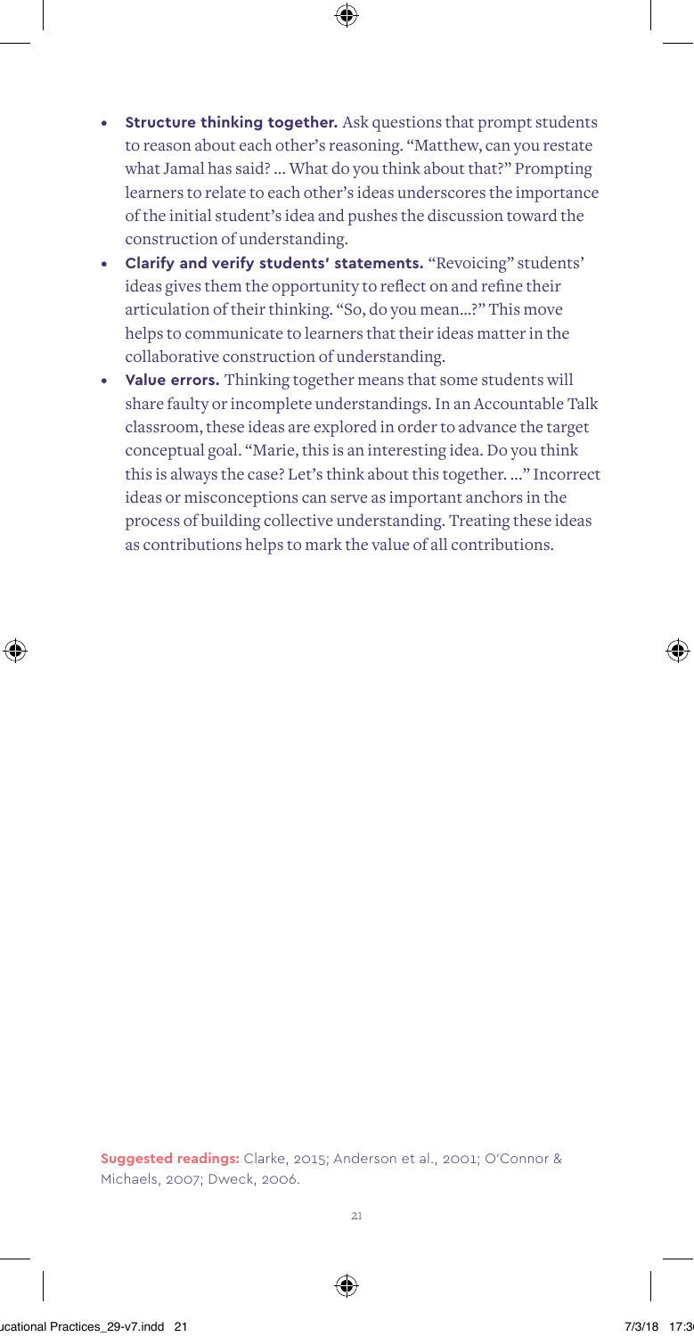- **Structure thinking together.** Ask questions that prompt students to reason about each other's reasoning. "Matthew, can you restate what Jamal has said? … What do you think about that?" Prompting learners to relate to each other's ideas underscores the importance of the initial student's idea and pushes the discussion toward the construction of understanding.
- **Clarify and verify students' statements.** "Revoicing" students' ideas gives them the opportunity to reflect on and refine their articulation of their thinking. "So, do you mean…?" This move helps to communicate to learners that their ideas matter in the collaborative construction of understanding.
- **Value errors.** Thinking together means that some students will share faulty or incomplete understandings. In an Accountable Talk classroom, these ideas are explored in order to advance the target conceptual goal. "Marie, this is an interesting idea. Do you think this is always the case? Let's think about this together. …" Incorrect ideas or misconceptions can serve as important anchors in the process of building collective understanding. Treating these ideas as contributions helps to mark the value of all contributions.

**Suggested readings:** Clarke, 2015; Anderson et al., 2001; O'Connor & Michaels, 2007; Dweck, 2006.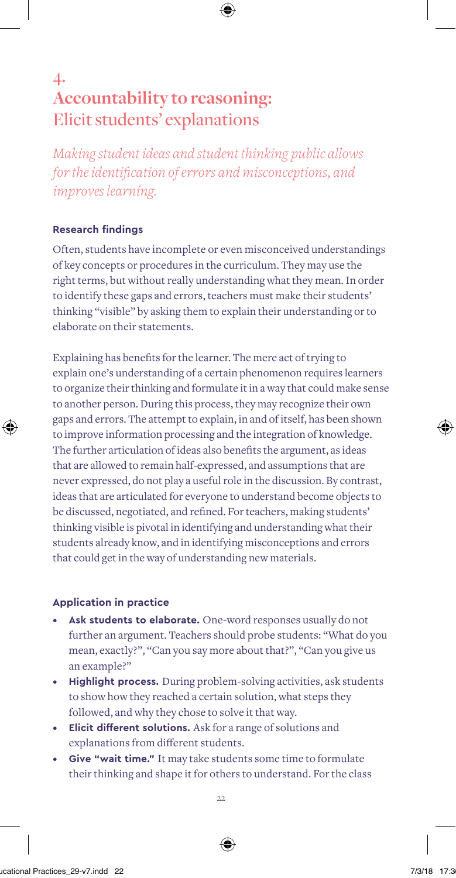# 4. Accountability to reasoning: Elicit students' explanations

*Making student ideas and student thinking public allows for the identification of errors and misconceptions, and improves learning.*

### Research findings

Often, students have incomplete or even misconceived understandings of key concepts or procedures in the curriculum. They may use the right terms, but without really understanding what they mean. In order to identify these gaps and errors, teachers must make their students' thinking "visible" by asking them to explain their understanding or to elaborate on their statements.

Explaining has benefits for the learner. The mere act of trying to explain one's understanding of a certain phenomenon requires learners to organize their thinking and formulate it in a way that could make sense to another person. During this process, they may recognize their own gaps and errors. The attempt to explain, in and of itself, has been shown to improve information processing and the integration of knowledge. The further articulation of ideas also benefits the argument, as ideas that are allowed to remain half-expressed, and assumptions that are never expressed, do not play a useful role in the discussion. By contrast, ideas that are articulated for everyone to understand become objects to be discussed, negotiated, and refined. For teachers, making students' thinking visible is pivotal in identifying and understanding what their students already know, and in identifying misconceptions and errors that could get in the way of understanding new materials.

### Application in practice

- **Ask students to elaborate.** One-word responses usually do not further an argument. Teachers should probe students: "What do you mean, exactly?", "Can you say more about that?", "Can you give us an example?"
- **Highlight process.** During problem-solving activities, ask students to show how they reached a certain solution, what steps they followed, and why they chose to solve it that way.
- **Elicit different solutions.** Ask for a range of solutions and explanations from different students.
- **Give "wait time."** It may take students some time to formulate their thinking and shape it for others to understand. For the class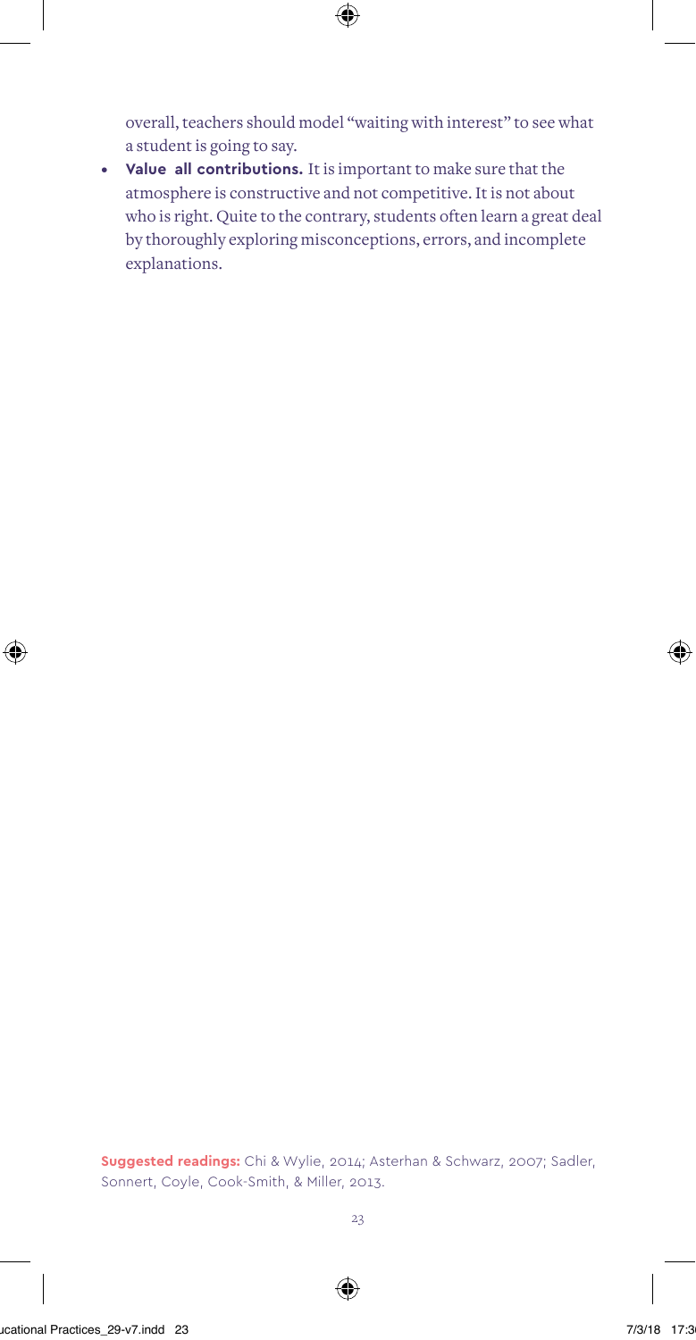overall, teachers should model "waiting with interest" to see what a student is going to say.

- **Value all contributions.** It is important to make sure that the atmosphere is constructive and not competitive. It is not about who is right. Quite to the contrary, students often learn a great deal by thoroughly exploring misconceptions, errors, and incomplete explanations.

**Suggested readings:** Chi & Wylie, 2014; Asterhan & Schwarz, 2007; Sadler, Sonnert, Coyle, Cook-Smith, & Miller, 2013.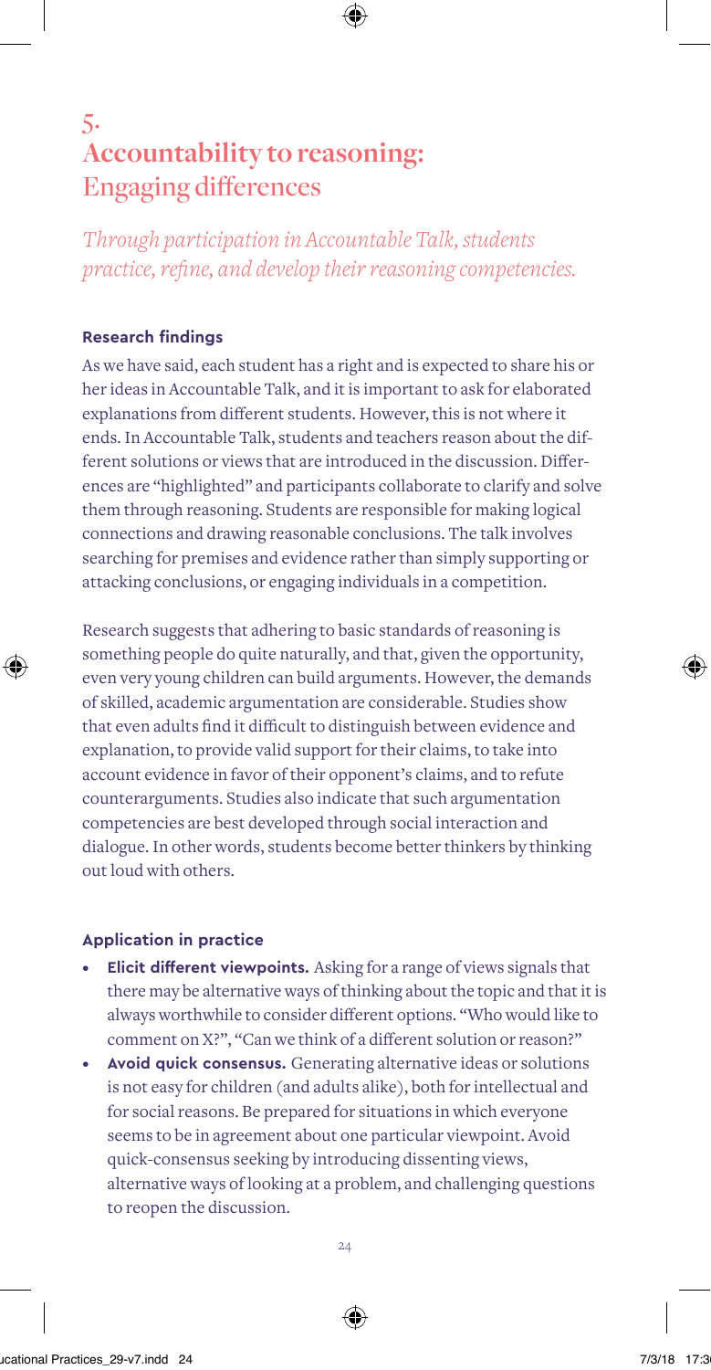## 5. Accountability to reasoning: Engaging differences

*Through participation in Accountable Talk, students practice, refine, and develop their reasoning competencies.*

### Research findings

As we have said, each student has a right and is expected to share his or her ideas in Accountable Talk, and it is important to ask for elaborated explanations from different students. However, this is not where it ends. In Accountable Talk, students and teachers reason about the different solutions or views that are introduced in the discussion. Differences are "highlighted" and participants collaborate to clarify and solve them through reasoning. Students are responsible for making logical connections and drawing reasonable conclusions. The talk involves searching for premises and evidence rather than simply supporting or attacking conclusions, or engaging individuals in a competition.

Research suggests that adhering to basic standards of reasoning is something people do quite naturally, and that, given the opportunity, even very young children can build arguments. However, the demands of skilled, academic argumentation are considerable. Studies show that even adults find it difficult to distinguish between evidence and explanation, to provide valid support for their claims, to take into account evidence in favor of their opponent's claims, and to refute counterarguments. Studies also indicate that such argumentation competencies are best developed through social interaction and dialogue. In other words, students become better thinkers by thinking out loud with others.

### Application in practice

- **Elicit different viewpoints.** Asking for a range of views signals that there may be alternative ways of thinking about the topic and that it is always worthwhile to consider different options. "Who would like to comment on X?", "Can we think of a different solution or reason?"
- **Avoid quick consensus.** Generating alternative ideas or solutions is not easy for children (and adults alike), both for intellectual and for social reasons. Be prepared for situations in which everyone seems to be in agreement about one particular viewpoint. Avoid quick-consensus seeking by introducing dissenting views, alternative ways of looking at a problem, and challenging questions to reopen the discussion.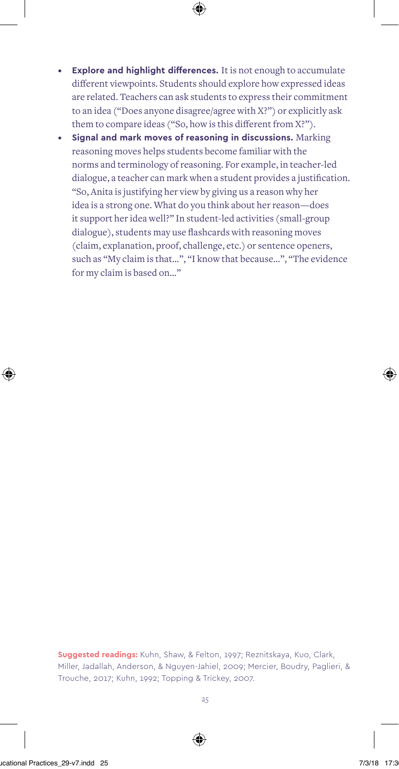- **Explore and highlight differences.** It is not enough to accumulate different viewpoints. Students should explore how expressed ideas are related. Teachers can ask students to express their commitment to an idea ("Does anyone disagree/agree with X?") or explicitly ask them to compare ideas ("So, how is this different from X?").
- **Signal and mark moves of reasoning in discussions.** Marking reasoning moves helps students become familiar with the norms and terminology of reasoning. For example, in teacher-led dialogue, a teacher can mark when a student provides a justification. "So, Anita is justifying her view by giving us a reason why her idea is a strong one. What do you think about her reason—does it support her idea well?" In student-led activities (small-group dialogue), students may use flashcards with reasoning moves (claim, explanation, proof, challenge, etc.) or sentence openers, such as "My claim is that…", "I know that because…", "The evidence for my claim is based on…"

**Suggested readings:** Kuhn, Shaw, & Felton, 1997; Reznitskaya, Kuo, Clark, Miller, Jadallah, Anderson, & Nguyen-Jahiel, 2009; Mercier, Boudry, Paglieri, & Trouche, 2017; Kuhn, 1992; Topping & Trickey, 2007.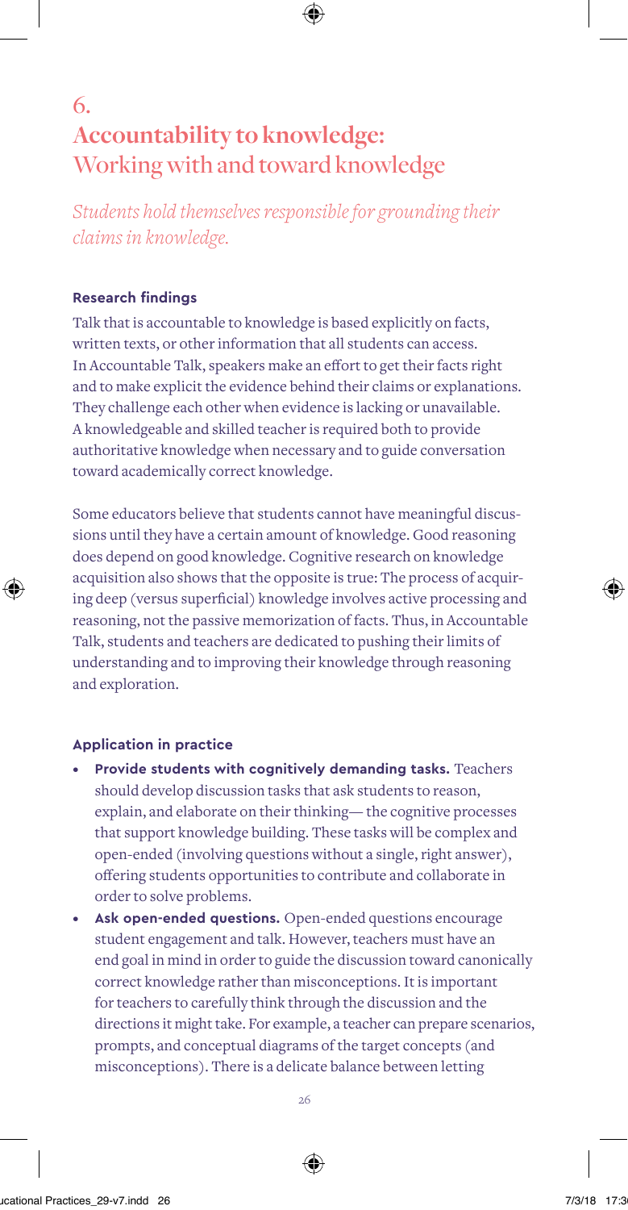# 6. Accountability to knowledge: Working with and toward knowledge

*Students hold themselves responsible for grounding their claims in knowledge.*

### Research findings

Talk that is accountable to knowledge is based explicitly on facts, written texts, or other information that all students can access. In Accountable Talk, speakers make an effort to get their facts right and to make explicit the evidence behind their claims or explanations. They challenge each other when evidence is lacking or unavailable. A knowledgeable and skilled teacher is required both to provide authoritative knowledge when necessary and to guide conversation toward academically correct knowledge.

Some educators believe that students cannot have meaningful discussions until they have a certain amount of knowledge. Good reasoning does depend on good knowledge. Cognitive research on knowledge acquisition also shows that the opposite is true: The process of acquiring deep (versus superficial) knowledge involves active processing and reasoning, not the passive memorization of facts. Thus, in Accountable Talk, students and teachers are dedicated to pushing their limits of understanding and to improving their knowledge through reasoning and exploration.

### Application in practice

- **Provide students with cognitively demanding tasks.** Teachers should develop discussion tasks that ask students to reason, explain, and elaborate on their thinking— the cognitive processes that support knowledge building. These tasks will be complex and open-ended (involving questions without a single, right answer), offering students opportunities to contribute and collaborate in order to solve problems.
- **Ask open-ended questions.** Open-ended questions encourage student engagement and talk. However, teachers must have an end goal in mind in order to guide the discussion toward canonically correct knowledge rather than misconceptions. It is important for teachers to carefully think through the discussion and the directions it might take. For example, a teacher can prepare scenarios, prompts, and conceptual diagrams of the target concepts (and misconceptions). There is a delicate balance between letting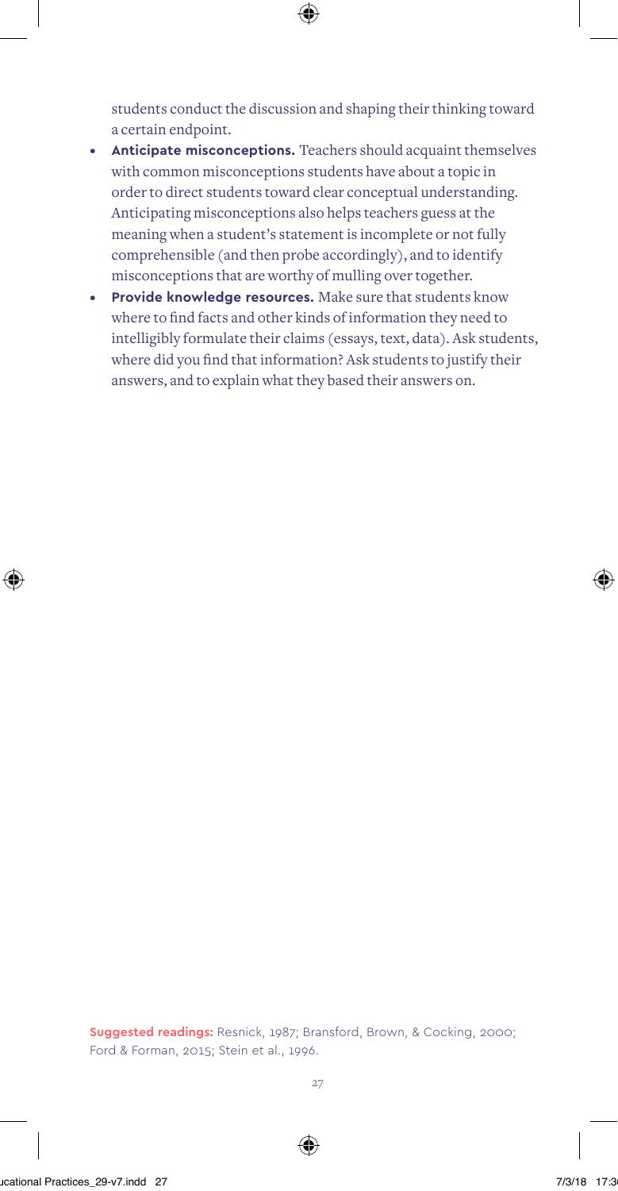students conduct the discussion and shaping their thinking toward a certain endpoint.

- **Anticipate misconceptions.** Teachers should acquaint themselves with common misconceptions students have about a topic in order to direct students toward clear conceptual understanding. Anticipating misconceptions also helps teachers guess at the meaning when a student's statement is incomplete or not fully comprehensible (and then probe accordingly), and to identify misconceptions that are worthy of mulling over together.
- **Provide knowledge resources.** Make sure that students know where to find facts and other kinds of information they need to intelligibly formulate their claims (essays, text, data). Ask students, where did you find that information? Ask students to justify their answers, and to explain what they based their answers on.

**Suggested readings:** Resnick, 1987; Bransford, Brown, & Cocking, 2000; Ford & Forman, 2015; Stein et al., 1996.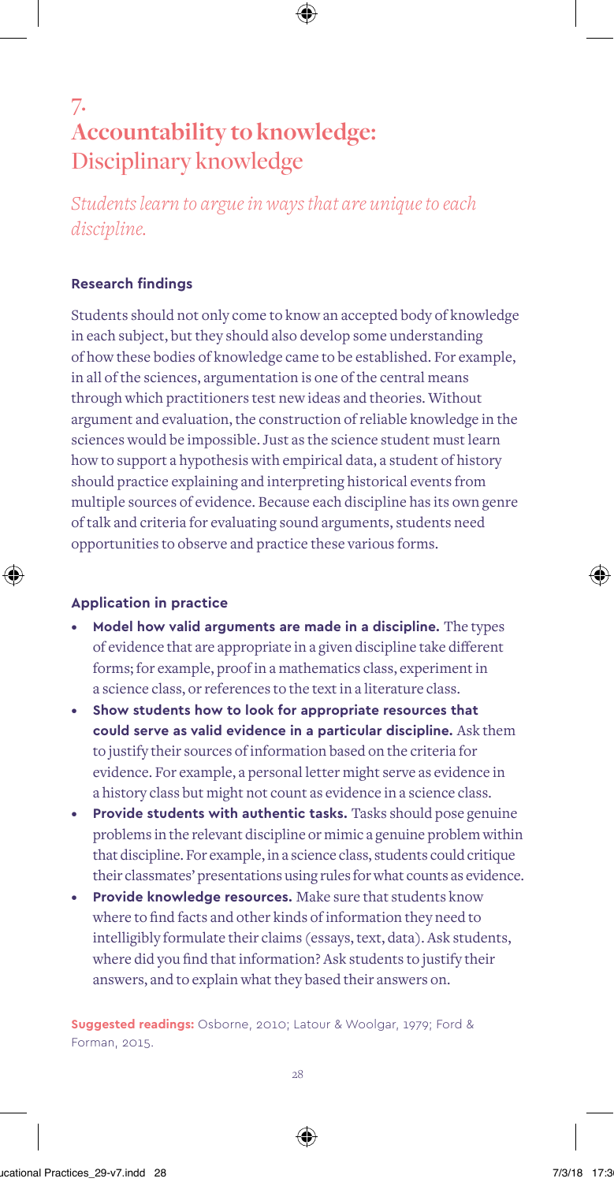# 7. Accountability to knowledge: Disciplinary knowledge

*Students learn to argue in ways that are unique to each discipline.*

### Research findings

Students should not only come to know an accepted body of knowledge in each subject, but they should also develop some understanding of how these bodies of knowledge came to be established. For example, in all of the sciences, argumentation is one of the central means through which practitioners test new ideas and theories. Without argument and evaluation, the construction of reliable knowledge in the sciences would be impossible. Just as the science student must learn how to support a hypothesis with empirical data, a student of history should practice explaining and interpreting historical events from multiple sources of evidence. Because each discipline has its own genre of talk and criteria for evaluating sound arguments, students need opportunities to observe and practice these various forms.

### Application in practice

- **Model how valid arguments are made in a discipline.** The types of evidence that are appropriate in a given discipline take different forms; for example, proof in a mathematics class, experiment in a science class, or references to the text in a literature class.
- **Show students how to look for appropriate resources that could serve as valid evidence in a particular discipline.** Ask them to justify their sources of information based on the criteria for evidence. For example, a personal letter might serve as evidence in a history class but might not count as evidence in a science class.
- **Provide students with authentic tasks.** Tasks should pose genuine problems in the relevant discipline or mimic a genuine problem within that discipline. For example, in a science class, students could critique their classmates' presentations using rules for what counts as evidence.
- **Provide knowledge resources.** Make sure that students know where to find facts and other kinds of information they need to intelligibly formulate their claims (essays, text, data). Ask students, where did you find that information? Ask students to justify their answers, and to explain what they based their answers on.

**Suggested readings:** Osborne, 2010; Latour & Woolgar, 1979; Ford & Forman, 2015.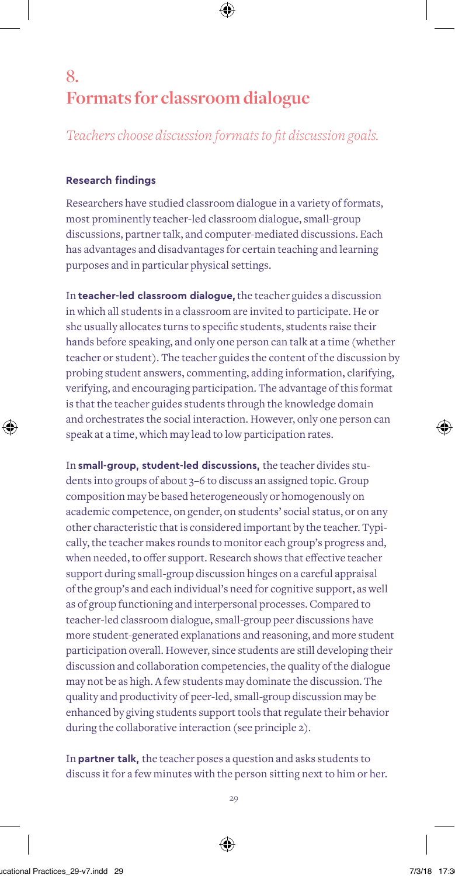# 8. Formats for classroom dialogue

*Teachers choose discussion formats to fit discussion goals.*

### Research findings

Researchers have studied classroom dialogue in a variety of formats, most prominently teacher-led classroom dialogue, small-group discussions, partner talk, and computer-mediated discussions. Each has advantages and disadvantages for certain teaching and learning purposes and in particular physical settings.

In **teacher-led classroom dialogue,** the teacher guides a discussion in which all students in a classroom are invited to participate. He or she usually allocates turns to specific students, students raise their hands before speaking, and only one person can talk at a time (whether teacher or student). The teacher guides the content of the discussion by probing student answers, commenting, adding information, clarifying, verifying, and encouraging participation. The advantage of this format is that the teacher guides students through the knowledge domain and orchestrates the social interaction. However, only one person can speak at a time, which may lead to low participation rates.

In **small-group, student-led discussions,** the teacher divides students into groups of about 3–6 to discuss an assigned topic. Group composition may be based heterogeneously or homogenously on academic competence, on gender, on students' social status, or on any other characteristic that is considered important by the teacher. Typically, the teacher makes rounds to monitor each group's progress and, when needed, to offer support. Research shows that effective teacher support during small-group discussion hinges on a careful appraisal of the group's and each individual's need for cognitive support, as well as of group functioning and interpersonal processes. Compared to teacher-led classroom dialogue, small-group peer discussions have more student-generated explanations and reasoning, and more student participation overall. However, since students are still developing their discussion and collaboration competencies, the quality of the dialogue may not be as high. A few students may dominate the discussion. The quality and productivity of peer-led, small-group discussion may be enhanced by giving students support tools that regulate their behavior during the collaborative interaction (see principle 2).

In **partner talk,** the teacher poses a question and asks students to discuss it for a few minutes with the person sitting next to him or her.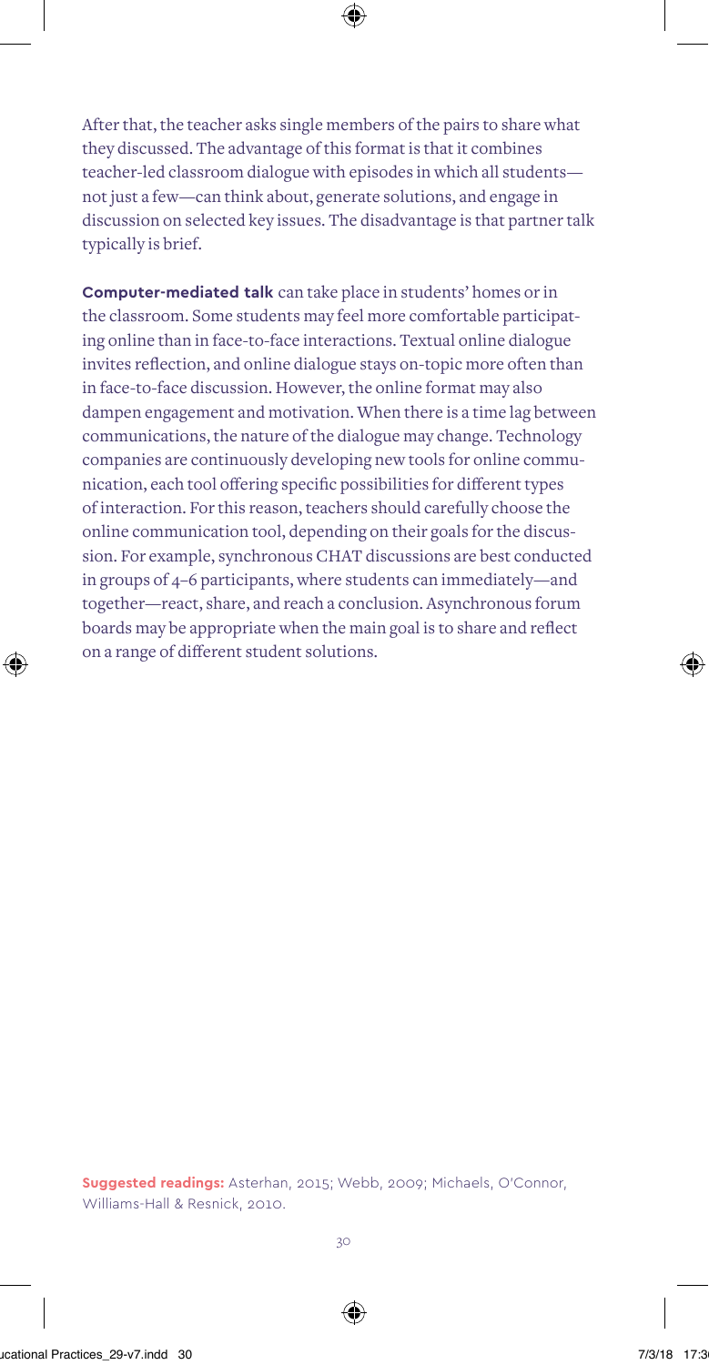After that, the teacher asks single members of the pairs to share what they discussed. The advantage of this format is that it combines teacher-led classroom dialogue with episodes in which all students—not just a few—can think about, generate solutions, and engage in discussion on selected key issues. The disadvantage is that partner talk typically is brief.

**Computer-mediated talk** can take place in students' homes or in the classroom. Some students may feel more comfortable participating online than in face-to-face interactions. Textual online dialogue invites reflection, and online dialogue stays on-topic more often than in face-to-face discussion. However, the online format may also dampen engagement and motivation. When there is a time lag between communications, the nature of the dialogue may change. Technology companies are continuously developing new tools for online communication, each tool offering specific possibilities for different types of interaction. For this reason, teachers should carefully choose the online communication tool, depending on their goals for the discussion. For example, synchronous CHAT discussions are best conducted in groups of 4–6 participants, where students can immediately—and together—react, share, and reach a conclusion. Asynchronous forum boards may be appropriate when the main goal is to share and reflect on a range of different student solutions.

**Suggested readings:** Asterhan, 2015; Webb, 2009; Michaels, O'Connor, Williams-Hall & Resnick, 2010.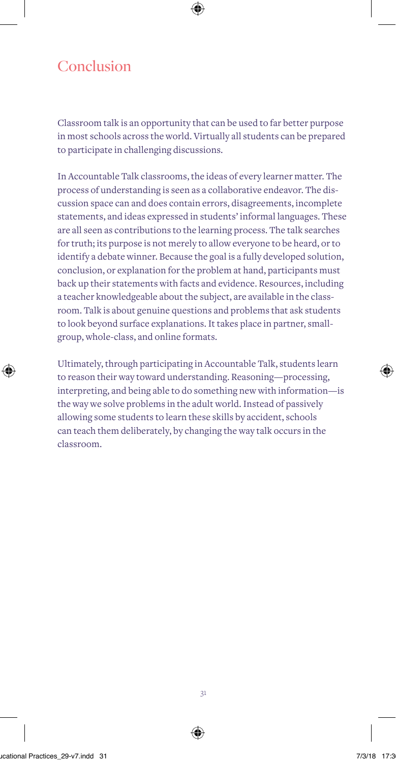## Conclusion

Classroom talk is an opportunity that can be used to far better purpose in most schools across the world. Virtually all students can be prepared to participate in challenging discussions.

In Accountable Talk classrooms, the ideas of every learner matter. The process of understanding is seen as a collaborative endeavor. The discussion space can and does contain errors, disagreements, incomplete statements, and ideas expressed in students' informal languages. These are all seen as contributions to the learning process. The talk searches for truth; its purpose is not merely to allow everyone to be heard, or to identify a debate winner. Because the goal is a fully developed solution, conclusion, or explanation for the problem at hand, participants must back up their statements with facts and evidence. Resources, including a teacher knowledgeable about the subject, are available in the classroom. Talk is about genuine questions and problems that ask students to look beyond surface explanations. It takes place in partner, small-group, whole-class, and online formats.

Ultimately, through participating in Accountable Talk, students learn to reason their way toward understanding. Reasoning—processing, interpreting, and being able to do something new with information—is the way we solve problems in the adult world. Instead of passively allowing some students to learn these skills by accident, schools can teach them deliberately, by changing the way talk occurs in the classroom.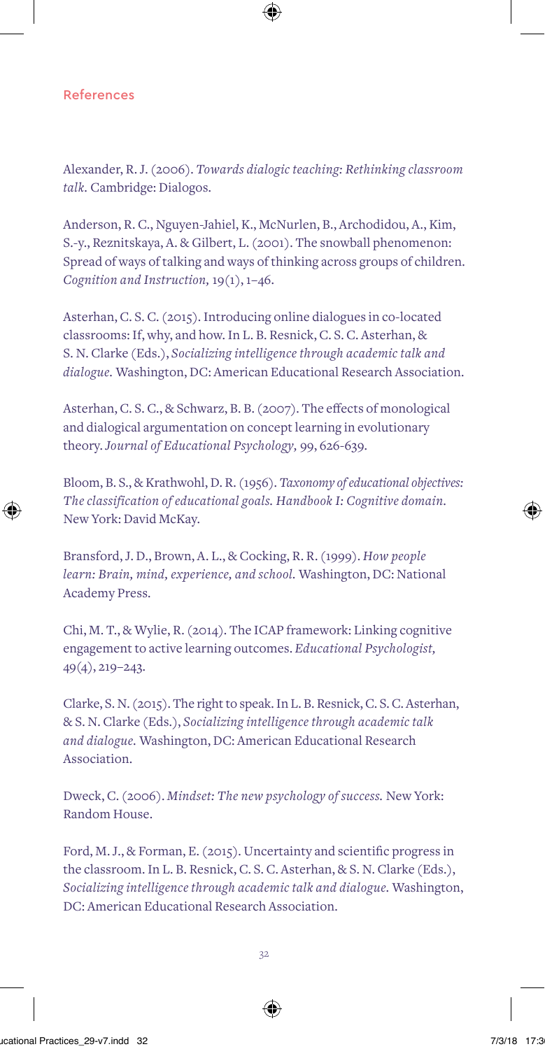## References

Alexander, R. J. (2006). *Towards dialogic teaching: Rethinking classroom talk*. Cambridge: Dialogos.

Anderson, R. C., Nguyen-Jahiel, K., McNurlen, B., Archodidou, A., Kim, S.-y., Reznitskaya, A. & Gilbert, L. (2001). The snowball phenomenon: Spread of ways of talking and ways of thinking across groups of children. *Cognition and Instruction,* 19(1), 1–46.

Asterhan, C. S. C. (2015). Introducing online dialogues in co-located classrooms: If, why, and how. In L. B. Resnick, C. S. C. Asterhan, & S. N. Clarke (Eds.), *Socializing intelligence through academic talk and dialogue.* Washington, DC: American Educational Research Association.

Asterhan, C. S. C., & Schwarz, B. B. (2007). The effects of monological and dialogical argumentation on concept learning in evolutionary theory. *Journal of Educational Psychology,* 99, 626-639.

Bloom, B. S., & Krathwohl, D. R. (1956). *Taxonomy of educational objectives: The classification of educational goals. Handbook I: Cognitive domain.* New York: David McKay.

Bransford, J. D., Brown, A. L., & Cocking, R. R. (1999). *How people learn: Brain, mind, experience, and school.* Washington, DC: National Academy Press.

Chi, M. T., & Wylie, R. (2014). The ICAP framework: Linking cognitive engagement to active learning outcomes. *Educational Psychologist,* 49(4), 219–243.

Clarke, S. N. (2015). The right to speak. In L. B. Resnick, C. S. C. Asterhan, & S. N. Clarke (Eds.), *Socializing intelligence through academic talk and dialogue.* Washington, DC: American Educational Research Association.

Dweck, C. (2006). *Mindset: The new psychology of success.* New York: Random House.

Ford, M. J., & Forman, E. (2015). Uncertainty and scientific progress in the classroom. In L. B. Resnick, C. S. C. Asterhan, & S. N. Clarke (Eds.), *Socializing intelligence through academic talk and dialogue.* Washington, DC: American Educational Research Association.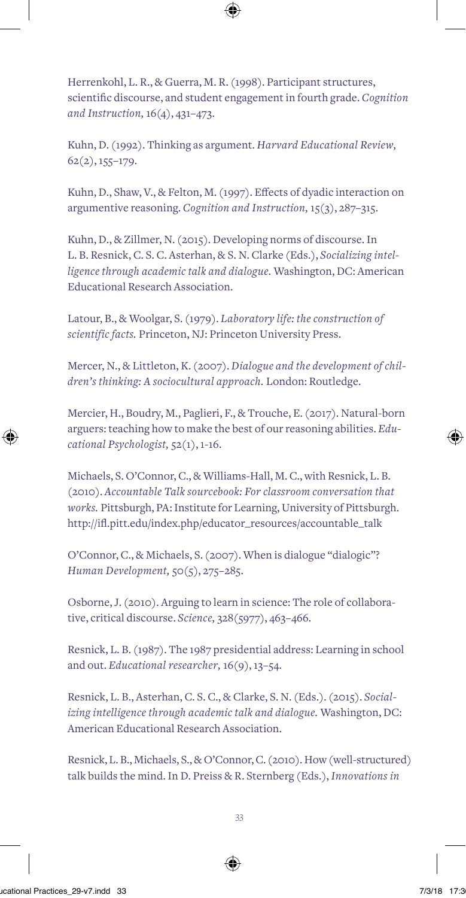Herrenkohl, L. R., & Guerra, M. R. (1998). Participant structures, scientific discourse, and student engagement in fourth grade. *Cognition and Instruction,* 16(4), 431–473.

Kuhn, D. (1992). Thinking as argument. *Harvard Educational Review,* 62(2), 155–179.

Kuhn, D., Shaw, V., & Felton, M. (1997). Effects of dyadic interaction on argumentive reasoning. *Cognition and Instruction,* 15(3), 287–315.

Kuhn, D., & Zillmer, N. (2015). Developing norms of discourse. In L. B. Resnick, C. S. C. Asterhan, & S. N. Clarke (Eds.), *Socializing intelligence through academic talk and dialogue.* Washington, DC: American Educational Research Association.

Latour, B., & Woolgar, S. (1979). *Laboratory life: the construction of scientific facts.* Princeton, NJ: Princeton University Press.

Mercer, N., & Littleton, K. (2007). *Dialogue and the development of children's thinking: A sociocultural approach.* London: Routledge.

Mercier, H., Boudry, M., Paglieri, F., & Trouche, E. (2017). Natural-born arguers: teaching how to make the best of our reasoning abilities. *Educational Psychologist,* 52(1), 1-16.

Michaels, S. O'Connor, C., & Williams-Hall, M. C., with Resnick, L. B. (2010). *Accountable Talk sourcebook: For classroom conversation that works.* Pittsburgh, PA: Institute for Learning, University of Pittsburgh. http://ifl.pitt.edu/index.php/educator_resources/accountable_talk

O'Connor, C., & Michaels, S. (2007). When is dialogue "dialogic"? *Human Development,* 50(5), 275–285.

Osborne, J. (2010). Arguing to learn in science: The role of collaborative, critical discourse. *Science,* 328(5977), 463–466.

Resnick, L. B. (1987). The 1987 presidential address: Learning in school and out. *Educational researcher,* 16(9), 13–54.

Resnick, L. B., Asterhan, C. S. C., & Clarke, S. N. (Eds.). (2015). *Socializing intelligence through academic talk and dialogue.* Washington, DC: American Educational Research Association.

Resnick, L. B., Michaels, S., & O'Connor, C. (2010). How (well-structured) talk builds the mind. In D. Preiss & R. Sternberg (Eds.), *Innovations in*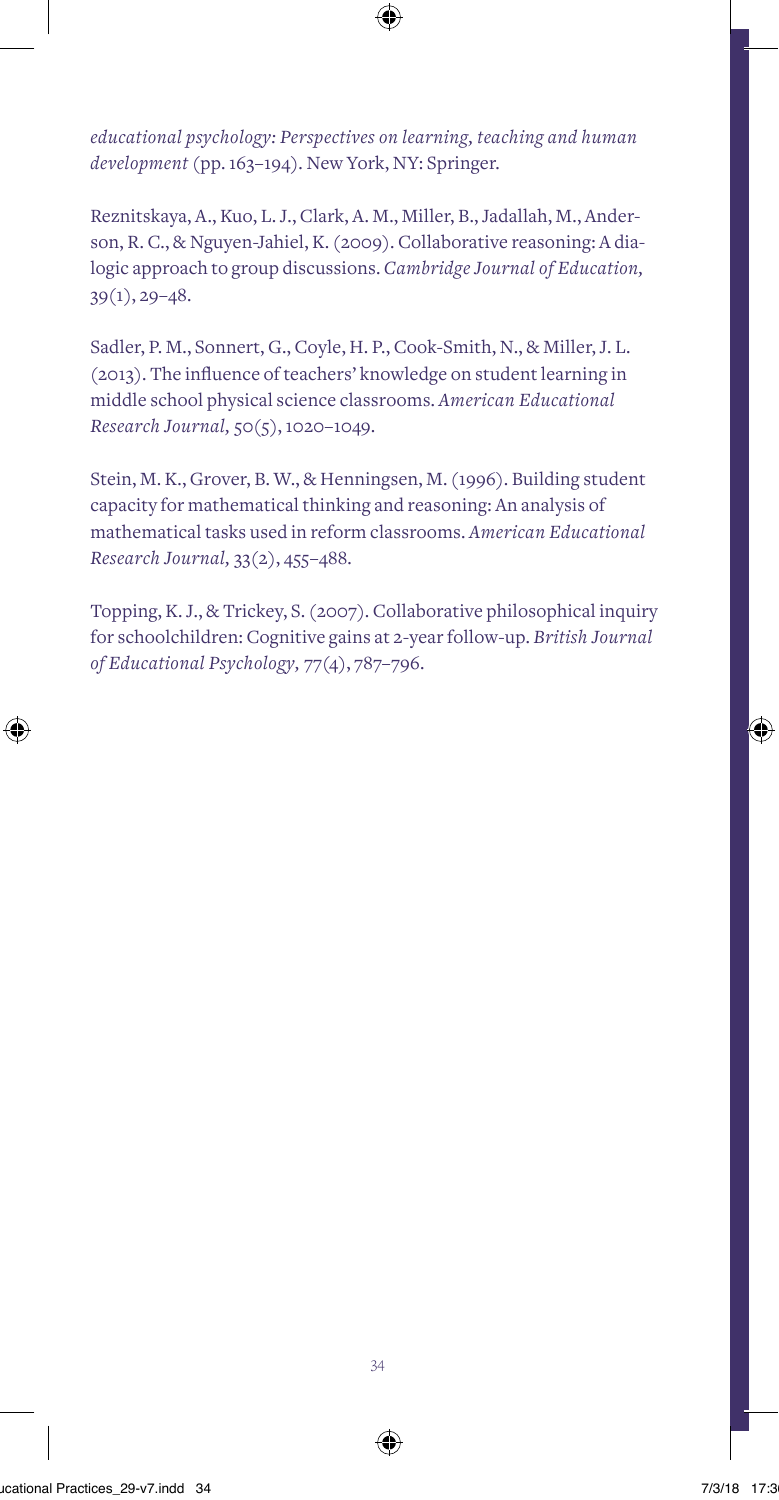*educational psychology: Perspectives on learning, teaching and human development* (pp. 163–194). New York, NY: Springer.

Reznitskaya, A., Kuo, L. J., Clark, A. M., Miller, B., Jadallah, M., Anderson, R. C., & Nguyen-Jahiel, K. (2009). Collaborative reasoning: A dialogic approach to group discussions. *Cambridge Journal of Education, 39*(1), 29–48.

Sadler, P. M., Sonnert, G., Coyle, H. P., Cook-Smith, N., & Miller, J. L. (2013). The influence of teachers' knowledge on student learning in middle school physical science classrooms. *American Educational Research Journal, 50*(5), 1020–1049.

Stein, M. K., Grover, B. W., & Henningsen, M. (1996). Building student capacity for mathematical thinking and reasoning: An analysis of mathematical tasks used in reform classrooms. *American Educational Research Journal, 33*(2), 455–488.

Topping, K. J., & Trickey, S. (2007). Collaborative philosophical inquiry for schoolchildren: Cognitive gains at 2-year follow-up. *British Journal of Educational Psychology, 77*(4), 787–796.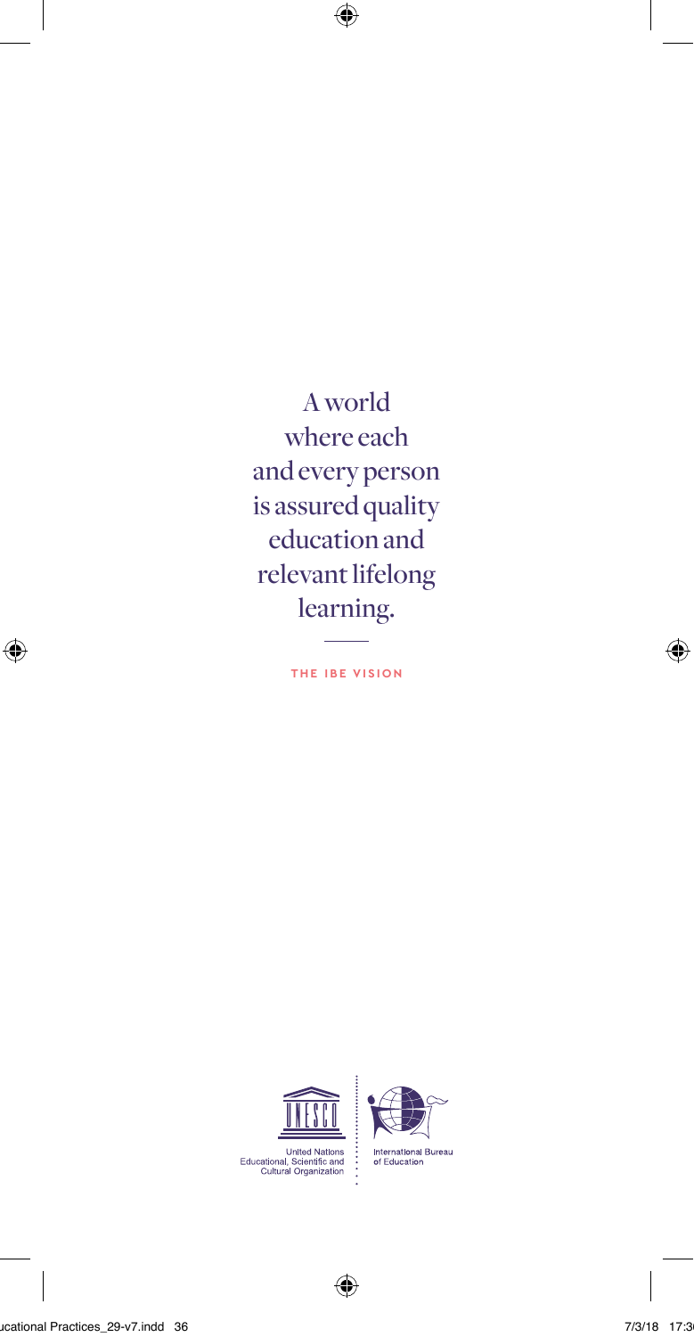A world where each and every person is assured quality education and relevant lifelong learning.

THE IBE VISION

United Nations Educational, Scientific and Cultural Organization

International Bureau of Education